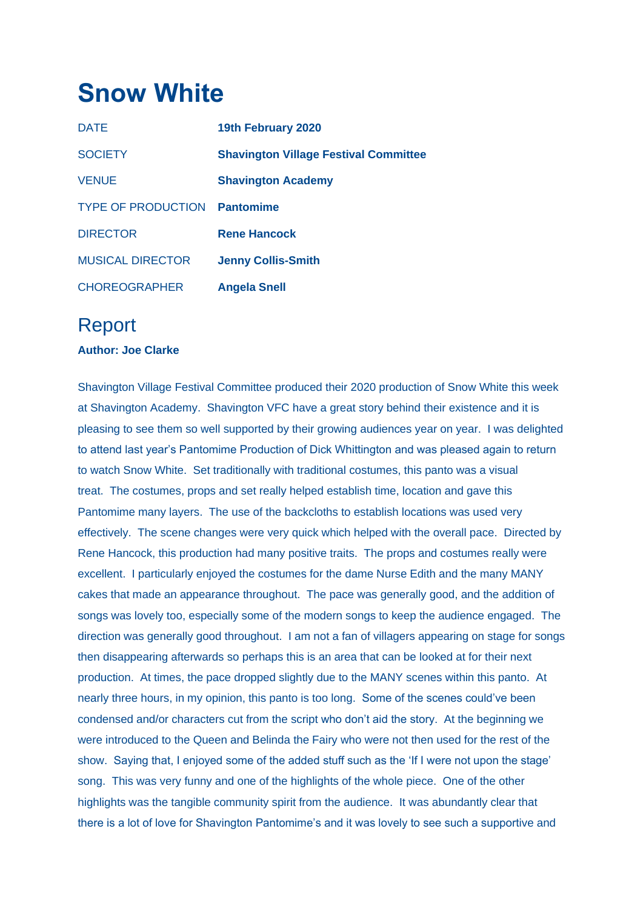# Snow White

| | |
|---|---|
| DATE | **19th February 2020** |
| SOCIETY | **Shavington Village Festival Committee** |
| VENUE | **Shavington Academy** |
| TYPE OF PRODUCTION | **Pantomime** |
| DIRECTOR | **Rene Hancock** |
| MUSICAL DIRECTOR | **Jenny Collis-Smith** |
| CHOREOGRAPHER | **Angela Snell** |

## Report

**Author: Joe Clarke**

Shavington Village Festival Committee produced their 2020 production of Snow White this week at Shavington Academy. Shavington VFC have a great story behind their existence and it is pleasing to see them so well supported by their growing audiences year on year. I was delighted to attend last year's Pantomime Production of Dick Whittington and was pleased again to return to watch Snow White. Set traditionally with traditional costumes, this panto was a visual treat. The costumes, props and set really helped establish time, location and gave this Pantomime many layers. The use of the backcloths to establish locations was used very effectively. The scene changes were very quick which helped with the overall pace. Directed by Rene Hancock, this production had many positive traits. The props and costumes really were excellent. I particularly enjoyed the costumes for the dame Nurse Edith and the many MANY cakes that made an appearance throughout. The pace was generally good, and the addition of songs was lovely too, especially some of the modern songs to keep the audience engaged. The direction was generally good throughout. I am not a fan of villagers appearing on stage for songs then disappearing afterwards so perhaps this is an area that can be looked at for their next production. At times, the pace dropped slightly due to the MANY scenes within this panto. At nearly three hours, in my opinion, this panto is too long. Some of the scenes could've been condensed and/or characters cut from the script who don't aid the story. At the beginning we were introduced to the Queen and Belinda the Fairy who were not then used for the rest of the show. Saying that, I enjoyed some of the added stuff such as the 'If I were not upon the stage' song. This was very funny and one of the highlights of the whole piece. One of the other highlights was the tangible community spirit from the audience. It was abundantly clear that there is a lot of love for Shavington Pantomime's and it was lovely to see such a supportive and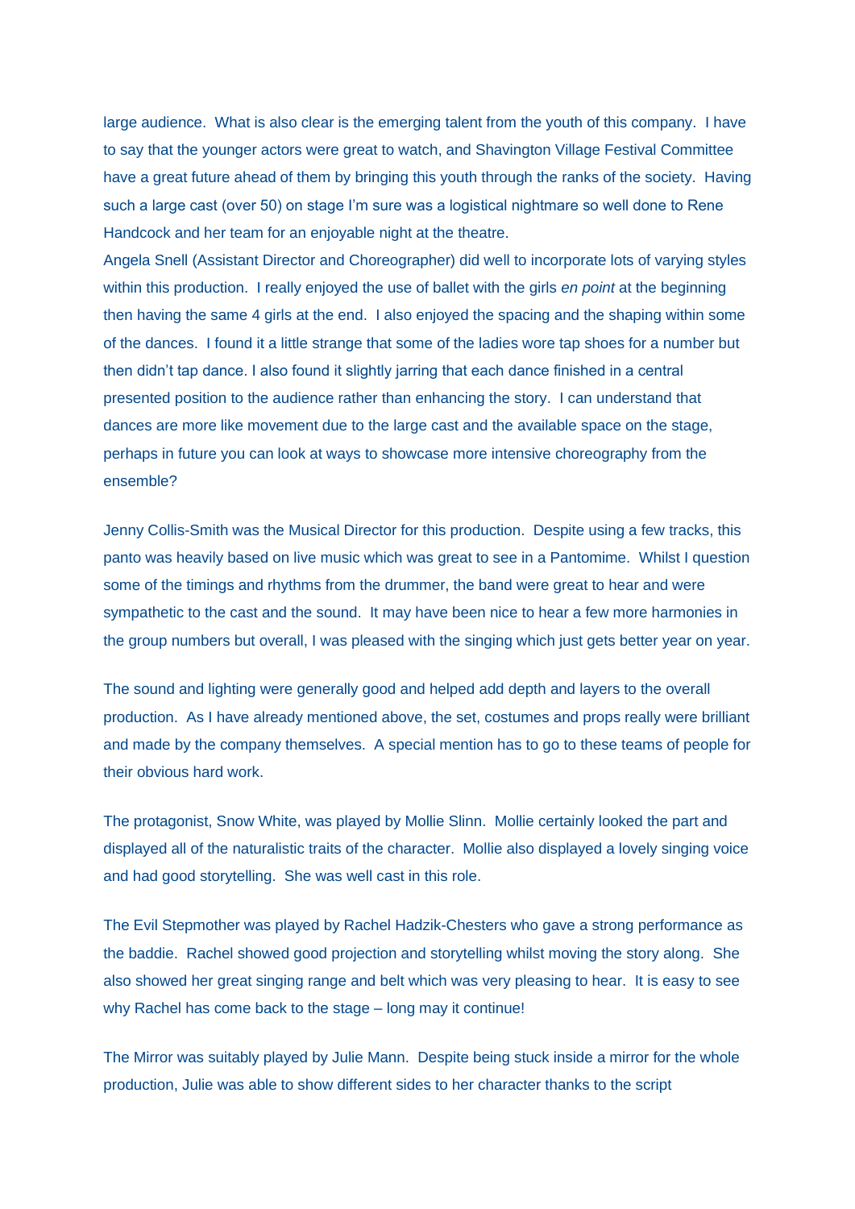large audience. What is also clear is the emerging talent from the youth of this company. I have to say that the younger actors were great to watch, and Shavington Village Festival Committee have a great future ahead of them by bringing this youth through the ranks of the society. Having such a large cast (over 50) on stage I'm sure was a logistical nightmare so well done to Rene Handcock and her team for an enjoyable night at the theatre.

Angela Snell (Assistant Director and Choreographer) did well to incorporate lots of varying styles within this production. I really enjoyed the use of ballet with the girls *en point* at the beginning then having the same 4 girls at the end. I also enjoyed the spacing and the shaping within some of the dances. I found it a little strange that some of the ladies wore tap shoes for a number but then didn't tap dance. I also found it slightly jarring that each dance finished in a central presented position to the audience rather than enhancing the story. I can understand that dances are more like movement due to the large cast and the available space on the stage, perhaps in future you can look at ways to showcase more intensive choreography from the ensemble?

Jenny Collis-Smith was the Musical Director for this production. Despite using a few tracks, this panto was heavily based on live music which was great to see in a Pantomime. Whilst I question some of the timings and rhythms from the drummer, the band were great to hear and were sympathetic to the cast and the sound. It may have been nice to hear a few more harmonies in the group numbers but overall, I was pleased with the singing which just gets better year on year.

The sound and lighting were generally good and helped add depth and layers to the overall production. As I have already mentioned above, the set, costumes and props really were brilliant and made by the company themselves. A special mention has to go to these teams of people for their obvious hard work.

The protagonist, Snow White, was played by Mollie Slinn. Mollie certainly looked the part and displayed all of the naturalistic traits of the character. Mollie also displayed a lovely singing voice and had good storytelling. She was well cast in this role.

The Evil Stepmother was played by Rachel Hadzik-Chesters who gave a strong performance as the baddie. Rachel showed good projection and storytelling whilst moving the story along. She also showed her great singing range and belt which was very pleasing to hear. It is easy to see why Rachel has come back to the stage – long may it continue!

The Mirror was suitably played by Julie Mann. Despite being stuck inside a mirror for the whole production, Julie was able to show different sides to her character thanks to the script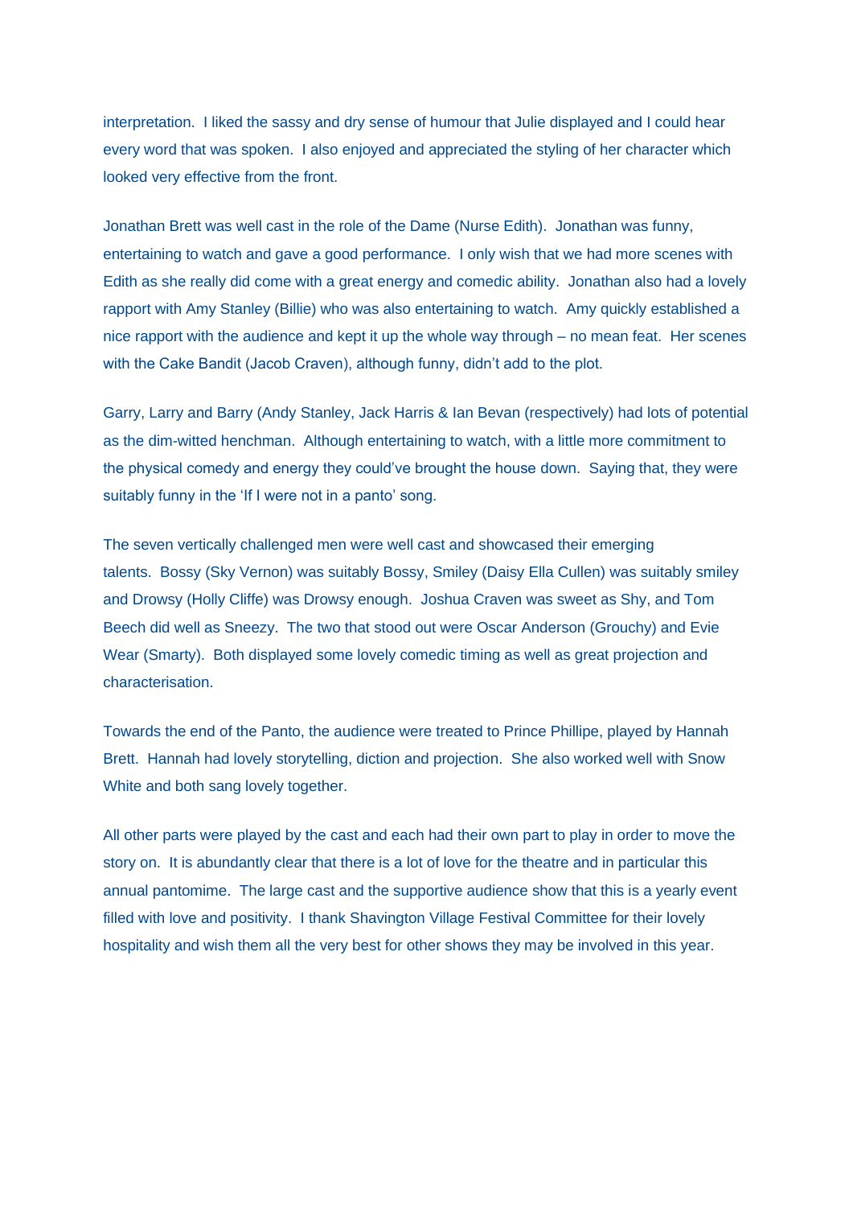interpretation. I liked the sassy and dry sense of humour that Julie displayed and I could hear every word that was spoken. I also enjoyed and appreciated the styling of her character which looked very effective from the front.

Jonathan Brett was well cast in the role of the Dame (Nurse Edith). Jonathan was funny, entertaining to watch and gave a good performance. I only wish that we had more scenes with Edith as she really did come with a great energy and comedic ability. Jonathan also had a lovely rapport with Amy Stanley (Billie) who was also entertaining to watch. Amy quickly established a nice rapport with the audience and kept it up the whole way through – no mean feat. Her scenes with the Cake Bandit (Jacob Craven), although funny, didn't add to the plot.

Garry, Larry and Barry (Andy Stanley, Jack Harris & Ian Bevan (respectively) had lots of potential as the dim-witted henchman. Although entertaining to watch, with a little more commitment to the physical comedy and energy they could've brought the house down. Saying that, they were suitably funny in the 'If I were not in a panto' song.

The seven vertically challenged men were well cast and showcased their emerging talents. Bossy (Sky Vernon) was suitably Bossy, Smiley (Daisy Ella Cullen) was suitably smiley and Drowsy (Holly Cliffe) was Drowsy enough. Joshua Craven was sweet as Shy, and Tom Beech did well as Sneezy. The two that stood out were Oscar Anderson (Grouchy) and Evie Wear (Smarty). Both displayed some lovely comedic timing as well as great projection and characterisation.

Towards the end of the Panto, the audience were treated to Prince Phillipe, played by Hannah Brett. Hannah had lovely storytelling, diction and projection. She also worked well with Snow White and both sang lovely together.

All other parts were played by the cast and each had their own part to play in order to move the story on. It is abundantly clear that there is a lot of love for the theatre and in particular this annual pantomime. The large cast and the supportive audience show that this is a yearly event filled with love and positivity. I thank Shavington Village Festival Committee for their lovely hospitality and wish them all the very best for other shows they may be involved in this year.